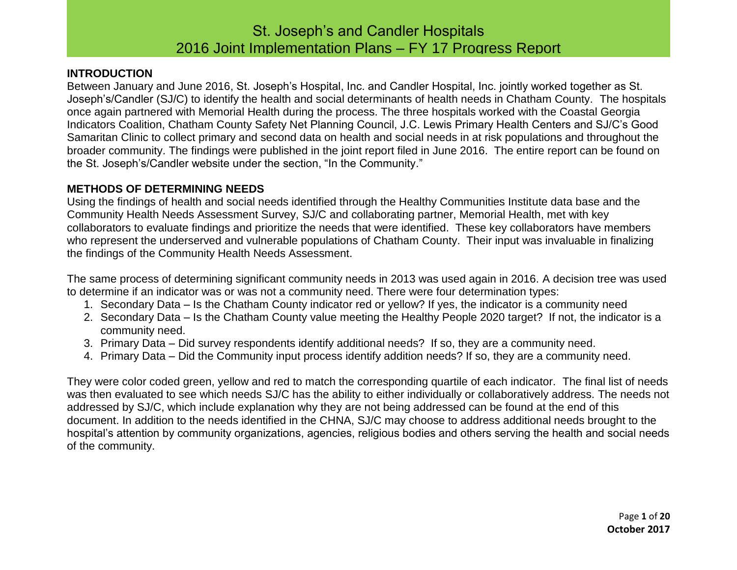# St. Joseph's and Candler Hospitals
# 2016 Joint Implementation Plans – FY 17 Progress Report

## INTRODUCTION

Between January and June 2016, St. Joseph's Hospital, Inc. and Candler Hospital, Inc. jointly worked together as St. Joseph's/Candler (SJ/C) to identify the health and social determinants of health needs in Chatham County. The hospitals once again partnered with Memorial Health during the process. The three hospitals worked with the Coastal Georgia Indicators Coalition, Chatham County Safety Net Planning Council, J.C. Lewis Primary Health Centers and SJ/C's Good Samaritan Clinic to collect primary and second data on health and social needs in at risk populations and throughout the broader community. The findings were published in the joint report filed in June 2016. The entire report can be found on the St. Joseph's/Candler website under the section, "In the Community."

## METHODS OF DETERMINING NEEDS

Using the findings of health and social needs identified through the Healthy Communities Institute data base and the Community Health Needs Assessment Survey, SJ/C and collaborating partner, Memorial Health, met with key collaborators to evaluate findings and prioritize the needs that were identified. These key collaborators have members who represent the underserved and vulnerable populations of Chatham County. Their input was invaluable in finalizing the findings of the Community Health Needs Assessment.

The same process of determining significant community needs in 2013 was used again in 2016. A decision tree was used to determine if an indicator was or was not a community need. There were four determination types:

1. Secondary Data – Is the Chatham County indicator red or yellow? If yes, the indicator is a community need
2. Secondary Data – Is the Chatham County value meeting the Healthy People 2020 target? If not, the indicator is a community need.
3. Primary Data – Did survey respondents identify additional needs? If so, they are a community need.
4. Primary Data – Did the Community input process identify addition needs? If so, they are a community need.

They were color coded green, yellow and red to match the corresponding quartile of each indicator. The final list of needs was then evaluated to see which needs SJ/C has the ability to either individually or collaboratively address. The needs not addressed by SJ/C, which include explanation why they are not being addressed can be found at the end of this document. In addition to the needs identified in the CHNA, SJ/C may choose to address additional needs brought to the hospital's attention by community organizations, agencies, religious bodies and others serving the health and social needs of the community.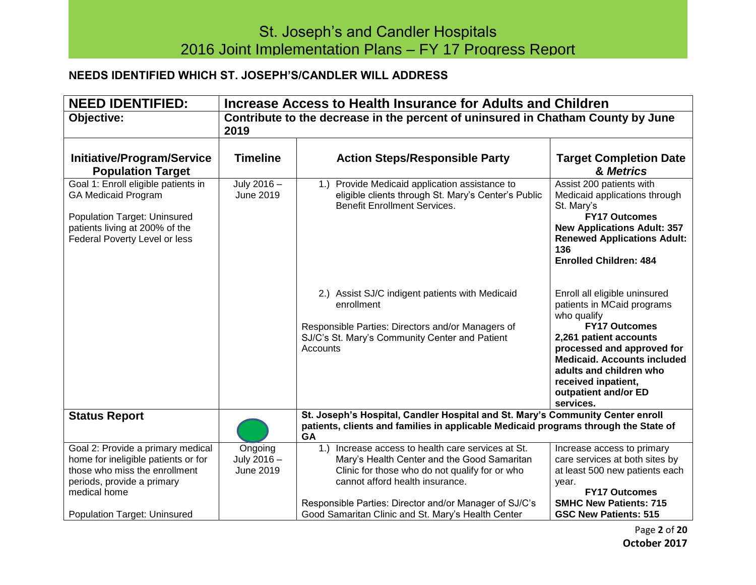# St. Joseph's and Candler Hospitals
# 2016 Joint Implementation Plans – FY 17 Progress Report

**NEEDS IDENTIFIED WHICH ST. JOSEPH'S/CANDLER WILL ADDRESS**

| **NEED IDENTIFIED:** | **Increase Access to Health Insurance for Adults and Children** | | |
|---|---|---|---|
| **Objective:** | **Contribute to the decrease in the percent of uninsured in Chatham County by June 2019** | | |
| **Initiative/Program/Service Population Target** | **Timeline** | **Action Steps/Responsible Party** | **Target Completion Date & *Metrics*** |
| Goal 1: Enroll eligible patients in GA Medicaid Program<br><br>Population Target: Uninsured patients living at 200% of the Federal Poverty Level or less | July 2016 – June 2019 | 1.) Provide Medicaid application assistance to eligible clients through St. Mary's Center's Public Benefit Enrollment Services.<br><br>2.) Assist SJ/C indigent patients with Medicaid enrollment<br><br>Responsible Parties: Directors and/or Managers of SJ/C's St. Mary's Community Center and Patient Accounts | Assist 200 patients with Medicaid applications through St. Mary's<br>**FY17 Outcomes**<br>**New Applications Adult: 357**<br>**Renewed Applications Adult: 136**<br>**Enrolled Children: 484**<br><br>Enroll all eligible uninsured patients in MCaid programs who qualify<br>**FY17 Outcomes**<br>**2,261 patient accounts processed and approved for Medicaid. Accounts included adults and children who received inpatient, outpatient and/or ED services.** |
| **Status Report** | | **St. Joseph's Hospital, Candler Hospital and St. Mary's Community Center enroll patients, clients and families in applicable Medicaid programs through the State of GA** | |
| Goal 2: Provide a primary medical home for ineligible patients or for those who miss the enrollment periods, provide a primary medical home<br><br>Population Target: Uninsured | Ongoing July 2016 – June 2019 | 1.) Increase access to health care services at St. Mary's Health Center and the Good Samaritan Clinic for those who do not qualify for or who cannot afford health insurance.<br><br>Responsible Parties: Director and/or Manager of SJ/C's Good Samaritan Clinic and St. Mary's Health Center | Increase access to primary care services at both sites by at least 500 new patients each year.<br>**FY17 Outcomes**<br>**SMHC New Patients: 715**<br>**GSC New Patients: 515** |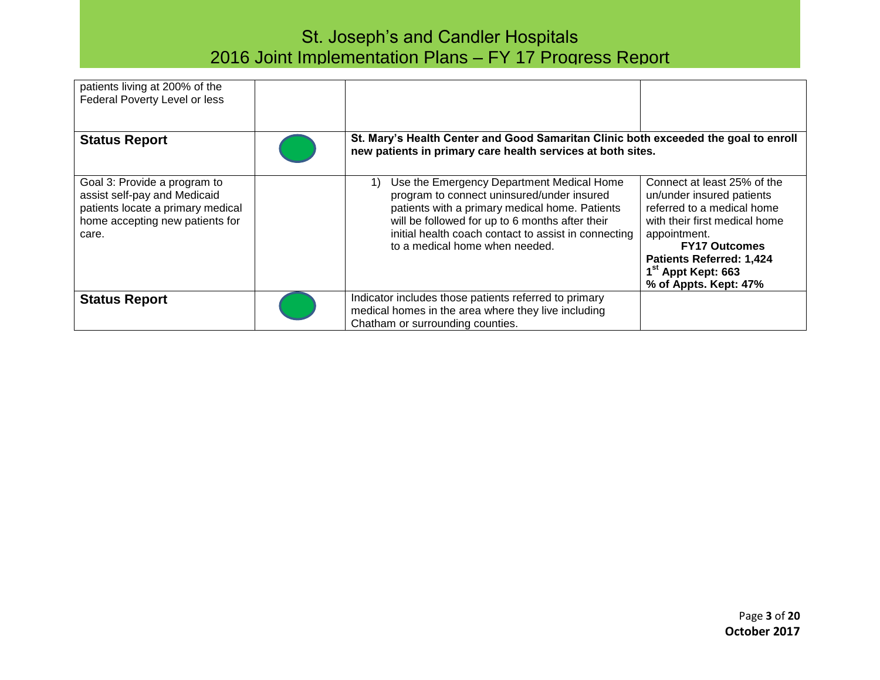| | | | |
|---|---|---|---|
| patients living at 200% of the Federal Poverty Level or less | | | |
| **Status Report** | | **St. Mary's Health Center and Good Samaritan Clinic both exceeded the goal to enroll new patients in primary care health services at both sites.** | |
| Goal 3: Provide a program to assist self-pay and Medicaid patients locate a primary medical home accepting new patients for care. | | 1) Use the Emergency Department Medical Home program to connect uninsured/under insured patients with a primary medical home. Patients will be followed for up to 6 months after their initial health coach contact to assist in connecting to a medical home when needed. | Connect at least 25% of the un/under insured patients referred to a medical home with their first medical home appointment. **FY17 Outcomes** **Patients Referred: 1,424** **1st Appt Kept: 663** **% of Appts. Kept: 47%** |
| **Status Report** | | Indicator includes those patients referred to primary medical homes in the area where they live including Chatham or surrounding counties. | |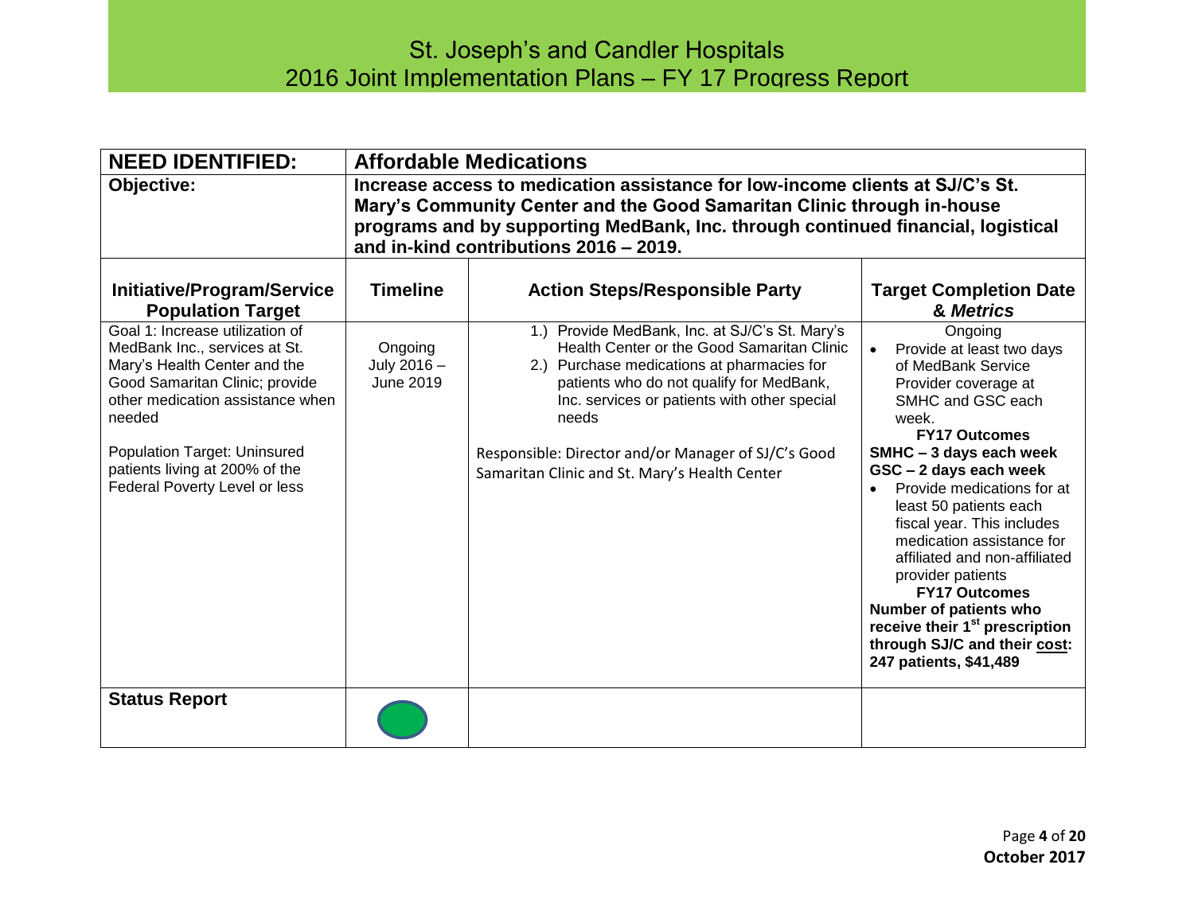# St. Joseph's and Candler Hospitals
## 2016 Joint Implementation Plans – FY 17 Progress Report

| **NEED IDENTIFIED:** | **Affordable Medications** | | |
|---|---|---|---|
| **Objective:** | **Increase access to medication assistance for low-income clients at SJ/C's St. Mary's Community Center and the Good Samaritan Clinic through in-house programs and by supporting MedBank, Inc. through continued financial, logistical and in-kind contributions 2016 – 2019.** | | |
| **Initiative/Program/Service Population Target** | **Timeline** | **Action Steps/Responsible Party** | **Target Completion Date & *Metrics*** |
| Goal 1: Increase utilization of MedBank Inc., services at St. Mary's Health Center and the Good Samaritan Clinic; provide other medication assistance when needed<br><br>Population Target: Uninsured patients living at 200% of the Federal Poverty Level or less | Ongoing<br>July 2016 – June 2019 | 1.) Provide MedBank, Inc. at SJ/C's St. Mary's Health Center or the Good Samaritan Clinic<br>2.) Purchase medications at pharmacies for patients who do not qualify for MedBank, Inc. services or patients with other special needs<br><br>Responsible: Director and/or Manager of SJ/C's Good Samaritan Clinic and St. Mary's Health Center | Ongoing<br>• Provide at least two days of MedBank Service Provider coverage at SMHC and GSC each week.<br>**FY17 Outcomes**<br>**SMHC – 3 days each week**<br>**GSC – 2 days each week**<br>• Provide medications for at least 50 patients each fiscal year. This includes medication assistance for affiliated and non-affiliated provider patients<br>**FY17 Outcomes**<br>**Number of patients who receive their 1st prescription through SJ/C and their cost: 247 patients, $41,489** |
| **Status Report** | | | |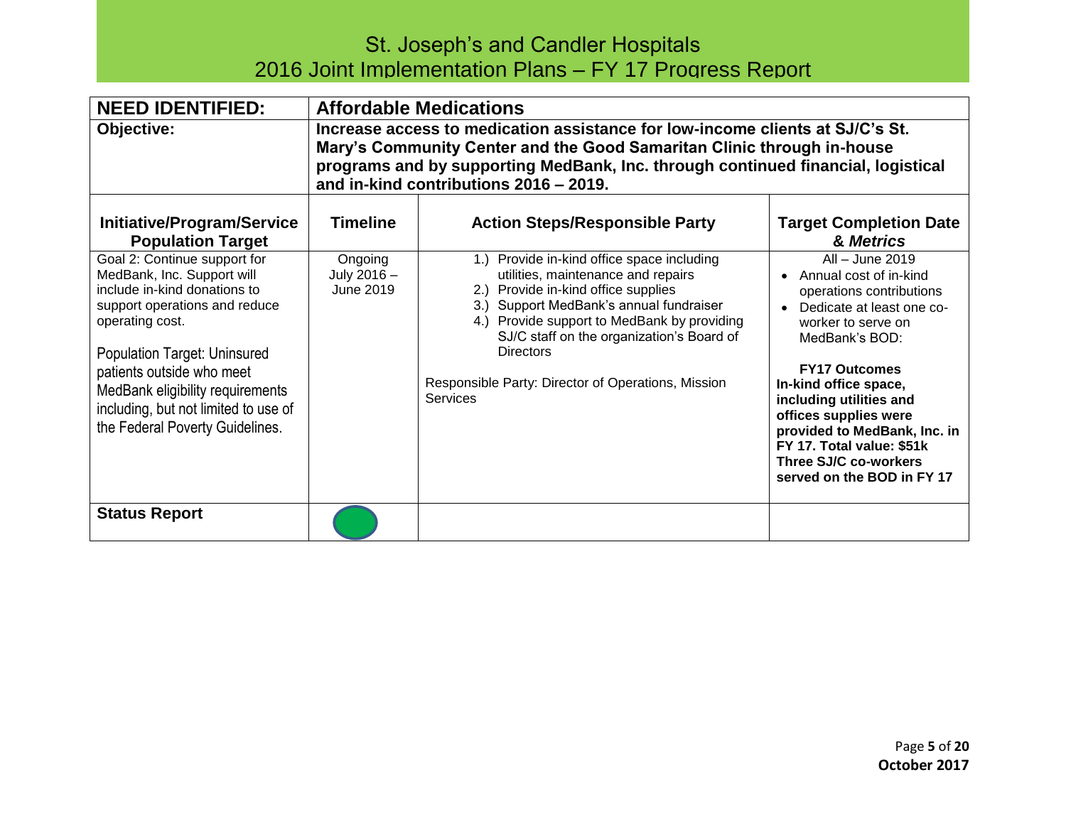# St. Joseph's and Candler Hospitals
## 2016 Joint Implementation Plans – FY 17 Progress Report

| **NEED IDENTIFIED:** | **Affordable Medications** | | |
|---|---|---|---|
| **Objective:** | **Increase access to medication assistance for low-income clients at SJ/C's St. Mary's Community Center and the Good Samaritan Clinic through in-house programs and by supporting MedBank, Inc. through continued financial, logistical and in-kind contributions 2016 – 2019.** | | |
| **Initiative/Program/Service Population Target** | **Timeline** | **Action Steps/Responsible Party** | **Target Completion Date & *Metrics*** |
| Goal 2: Continue support for MedBank, Inc. Support will include in-kind donations to support operations and reduce operating cost.<br><br>Population Target: Uninsured patients outside who meet MedBank eligibility requirements including, but not limited to use of the Federal Poverty Guidelines. | Ongoing July 2016 – June 2019 | 1.) Provide in-kind office space including utilities, maintenance and repairs<br>2.) Provide in-kind office supplies<br>3.) Support MedBank's annual fundraiser<br>4.) Provide support to MedBank by providing SJ/C staff on the organization's Board of Directors<br><br>Responsible Party: Director of Operations, Mission Services | All – June 2019<br>• Annual cost of in-kind operations contributions<br>• Dedicate at least one co-worker to serve on MedBank's BOD:<br><br>**FY17 Outcomes**<br>**In-kind office space, including utilities and offices supplies were provided to MedBank, Inc. in FY 17. Total value: $51k**<br>**Three SJ/C co-workers served on the BOD in FY 17** |
| **Status Report** | (green) | | |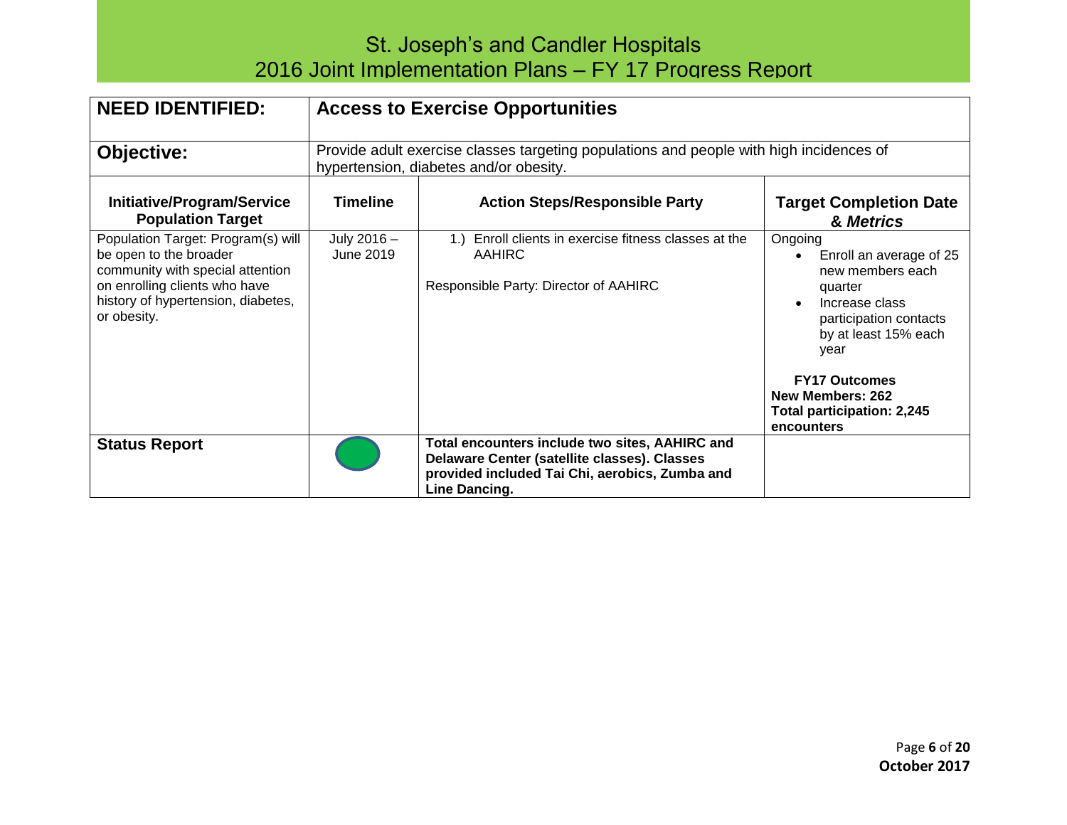# St. Joseph's and Candler Hospitals
## 2016 Joint Implementation Plans – FY 17 Progress Report

| **NEED IDENTIFIED:** | **Access to Exercise Opportunities** | | |
|---|---|---|---|
| **Objective:** | Provide adult exercise classes targeting populations and people with high incidences of hypertension, diabetes and/or obesity. | | |
| **Initiative/Program/Service Population Target** | **Timeline** | **Action Steps/Responsible Party** | **Target Completion Date & *Metrics*** |
| Population Target: Program(s) will be open to the broader community with special attention on enrolling clients who have history of hypertension, diabetes, or obesity. | July 2016 – June 2019 | 1.) Enroll clients in exercise fitness classes at the AAHIRC<br><br>Responsible Party: Director of AAHIRC | Ongoing<br>• Enroll an average of 25 new members each quarter<br>• Increase class participation contacts by at least 15% each year<br><br>**FY17 Outcomes**<br>**New Members: 262**<br>**Total participation: 2,245 encounters** |
| **Status Report** | | **Total encounters include two sites, AAHIRC and Delaware Center (satellite classes). Classes provided included Tai Chi, aerobics, Zumba and Line Dancing.** | |

**October 2017**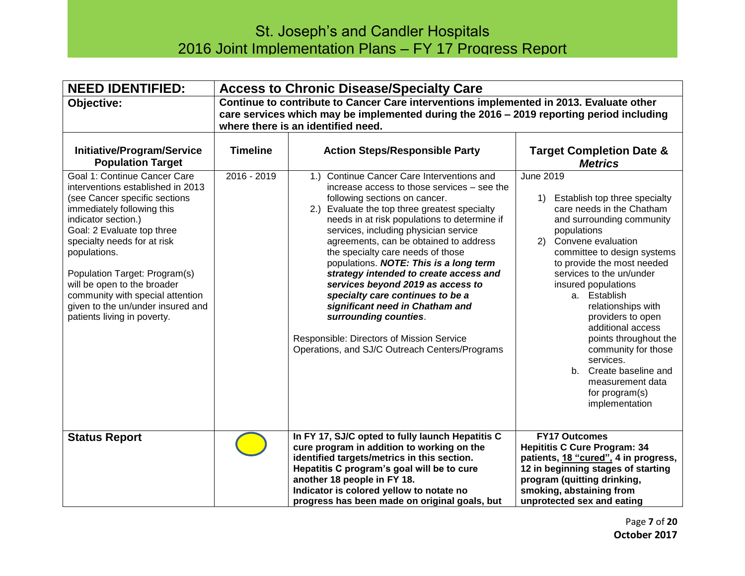# St. Joseph's and Candler Hospitals
## 2016 Joint Implementation Plans – FY 17 Progress Report

| **NEED IDENTIFIED:** | **Access to Chronic Disease/Specialty Care** | | |
|---|---|---|---|
| **Objective:** | **Continue to contribute to Cancer Care interventions implemented in 2013. Evaluate other care services which may be implemented during the 2016 – 2019 reporting period including where there is an identified need.** | | |
| **Initiative/Program/Service Population Target** | **Timeline** | **Action Steps/Responsible Party** | **Target Completion Date & *Metrics*** |
| Goal 1: Continue Cancer Care interventions established in 2013 (see Cancer specific sections immediately following this indicator section.)<br>Goal: 2 Evaluate top three specialty needs for at risk populations.<br><br>Population Target: Program(s) will be open to the broader community with special attention given to the un/under insured and patients living in poverty. | 2016 - 2019 | 1.) Continue Cancer Care Interventions and increase access to those services – see the following sections on cancer.<br>2.) Evaluate the top three greatest specialty needs in at risk populations to determine if services, including physician service agreements, can be obtained to address the specialty care needs of those populations. ***NOTE: This is a long term strategy intended to create access and services beyond 2019 as access to specialty care continues to be a significant need in Chatham and surrounding counties***.<br><br>Responsible: Directors of Mission Service Operations, and SJ/C Outreach Centers/Programs | June 2019<br><br>1) Establish top three specialty care needs in the Chatham and surrounding community populations<br>2) Convene evaluation committee to design systems to provide the most needed services to the un/under insured populations<br>a. Establish relationships with providers to open additional access points throughout the community for those services.<br>b. Create baseline and measurement data for program(s) implementation |
| **Status Report** | (yellow indicator) | **In FY 17, SJ/C opted to fully launch Hepatitis C cure program in addition to working on the identified targets/metrics in this section. Hepatitis C program's goal will be to cure another 18 people in FY 18.<br>Indicator is colored yellow to notate no progress has been made on original goals, but** | **FY17 Outcomes<br>Hepititis C Cure Program: 34 patients, <u>18 "cured",</u> 4 in progress, 12 in beginning stages of starting program (quitting drinking, smoking, abstaining from unprotected sex and eating** |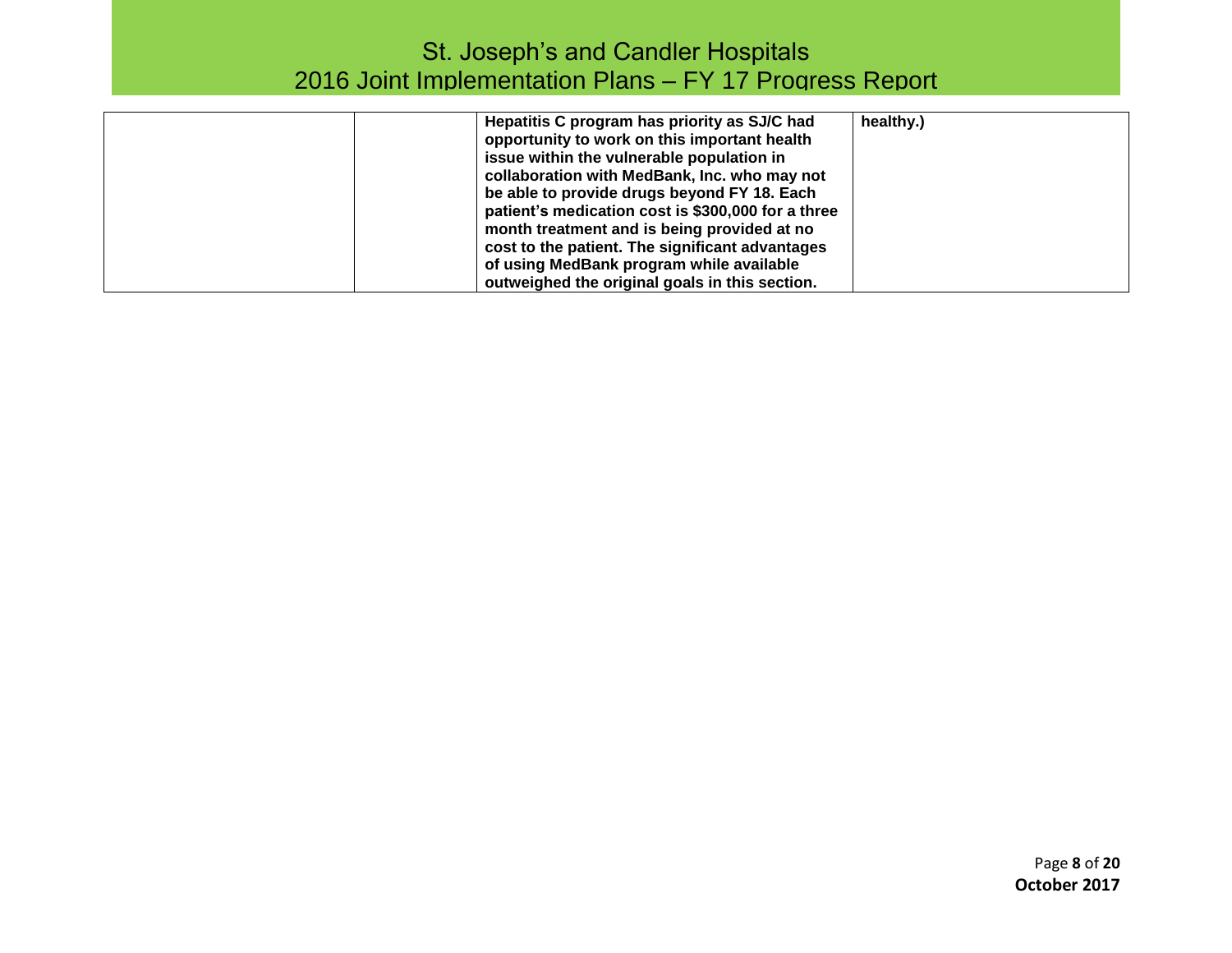|  |  | **Hepatitis C program has priority as SJ/C had opportunity to work on this important health issue within the vulnerable population in collaboration with MedBank, Inc. who may not be able to provide drugs beyond FY 18. Each patient's medication cost is $300,000 for a three month treatment and is being provided at no cost to the patient. The significant advantages of using MedBank program while available outweighed the original goals in this section.** | **healthy.)** |
|---|---|---|---|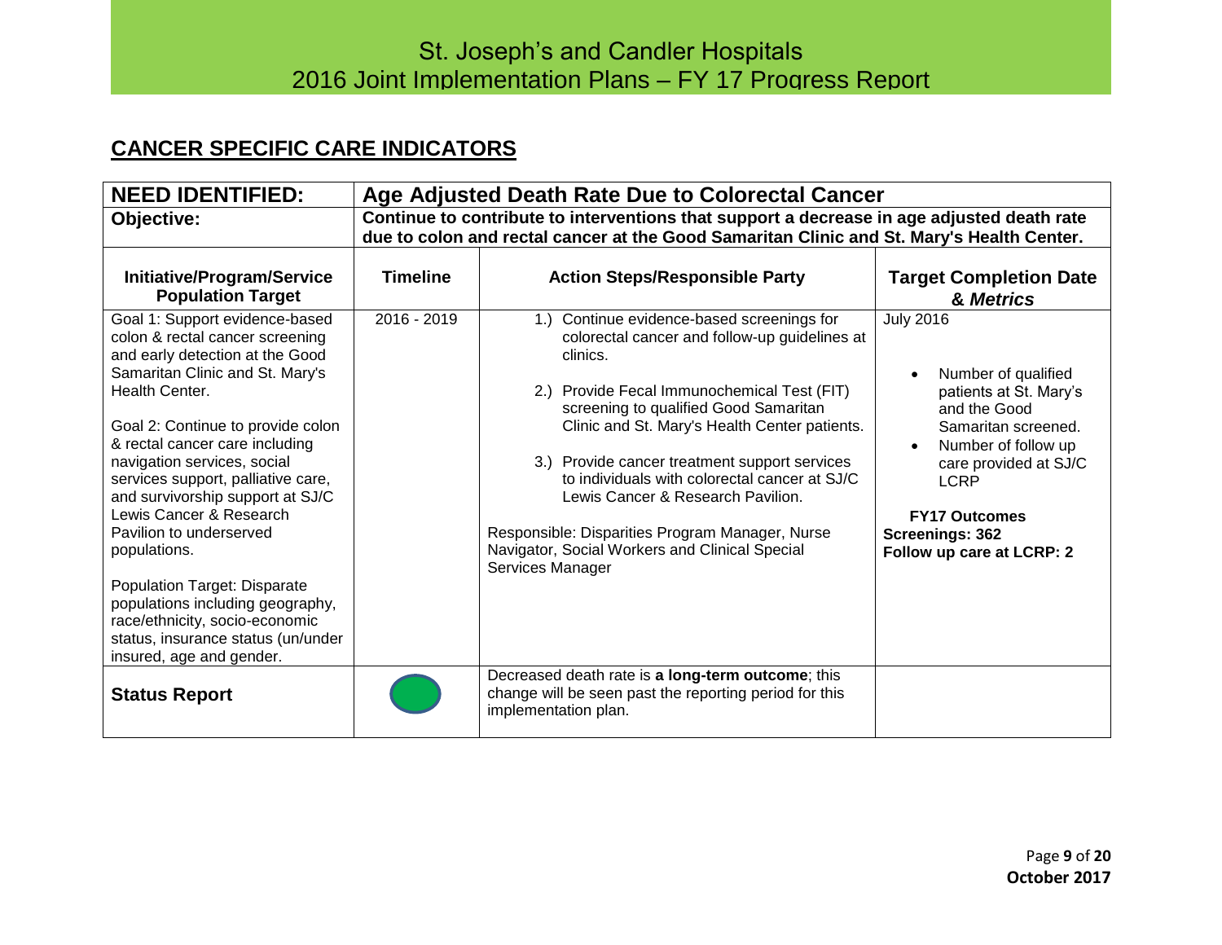## CANCER SPECIFIC CARE INDICATORS

| **NEED IDENTIFIED:** | **Age Adjusted Death Rate Due to Colorectal Cancer** | | |
|---|---|---|---|
| **Objective:** | **Continue to contribute to interventions that support a decrease in age adjusted death rate due to colon and rectal cancer at the Good Samaritan Clinic and St. Mary's Health Center.** | | |
| **Initiative/Program/Service Population Target** | **Timeline** | **Action Steps/Responsible Party** | **Target Completion Date & *Metrics*** |
| Goal 1: Support evidence-based colon & rectal cancer screening and early detection at the Good Samaritan Clinic and St. Mary's Health Center.<br><br>Goal 2: Continue to provide colon & rectal cancer care including navigation services, social services support, palliative care, and survivorship support at SJ/C Lewis Cancer & Research Pavilion to underserved populations.<br><br>Population Target: Disparate populations including geography, race/ethnicity, socio-economic status, insurance status (un/under insured, age and gender. | 2016 - 2019 | 1.) Continue evidence-based screenings for colorectal cancer and follow-up guidelines at clinics.<br><br>2.) Provide Fecal Immunochemical Test (FIT) screening to qualified Good Samaritan Clinic and St. Mary's Health Center patients.<br><br>3.) Provide cancer treatment support services to individuals with colorectal cancer at SJ/C Lewis Cancer & Research Pavilion.<br><br>Responsible: Disparities Program Manager, Nurse Navigator, Social Workers and Clinical Special Services Manager | July 2016<br><br>• Number of qualified patients at St. Mary's and the Good Samaritan screened.<br>• Number of follow up care provided at SJ/C LCRP<br><br>**FY17 Outcomes**<br>**Screenings: 362**<br>**Follow up care at LCRP: 2** |
| **Status Report** | | Decreased death rate is **a long-term outcome**; this change will be seen past the reporting period for this implementation plan. | |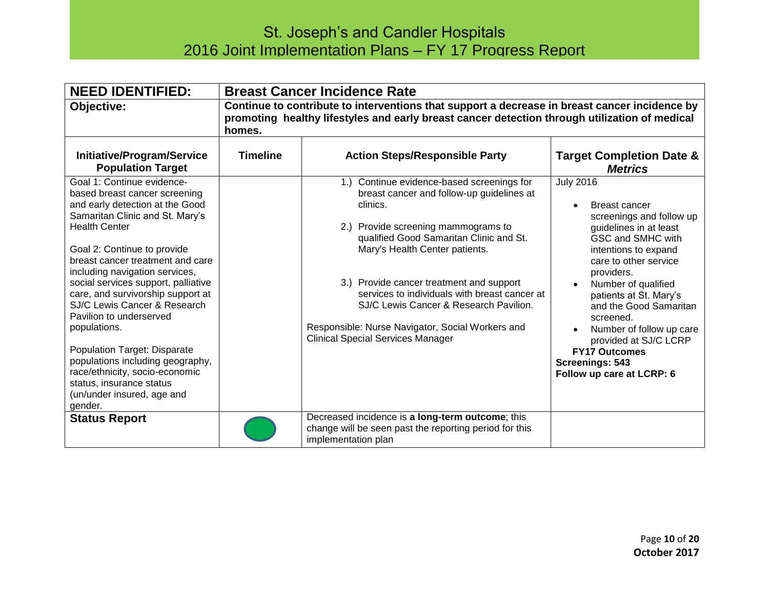# St. Joseph's and Candler Hospitals
## 2016 Joint Implementation Plans – FY 17 Progress Report

| **NEED IDENTIFIED:** | **Breast Cancer Incidence Rate** | | |
|---|---|---|---|
| **Objective:** | **Continue to contribute to interventions that support a decrease in breast cancer incidence by promoting healthy lifestyles and early breast cancer detection through utilization of medical homes.** | | |
| **Initiative/Program/Service Population Target** | **Timeline** | **Action Steps/Responsible Party** | **Target Completion Date & *Metrics*** |
| Goal 1: Continue evidence-based breast cancer screening and early detection at the Good Samaritan Clinic and St. Mary's Health Center<br><br>Goal 2: Continue to provide breast cancer treatment and care including navigation services, social services support, palliative care, and survivorship support at SJ/C Lewis Cancer & Research Pavilion to underserved populations.<br><br>Population Target: Disparate populations including geography, race/ethnicity, socio-economic status, insurance status (un/under insured, age and gender. | | 1.) Continue evidence-based screenings for breast cancer and follow-up guidelines at clinics.<br><br>2.) Provide screening mammograms to qualified Good Samaritan Clinic and St. Mary's Health Center patients.<br><br>3.) Provide cancer treatment and support services to individuals with breast cancer at SJ/C Lewis Cancer & Research Pavilion.<br><br>Responsible: Nurse Navigator, Social Workers and Clinical Special Services Manager | July 2016<br><br>• Breast cancer screenings and follow up guidelines in at least GSC and SMHC with intentions to expand care to other service providers.<br>• Number of qualified patients at St. Mary's and the Good Samaritan screened.<br>• Number of follow up care provided at SJ/C LCRP<br>**FY17 Outcomes**<br>**Screenings: 543**<br>**Follow up care at LCRP: 6** |
| **Status Report** | | Decreased incidence is **a long-term outcome**; this change will be seen past the reporting period for this implementation plan | |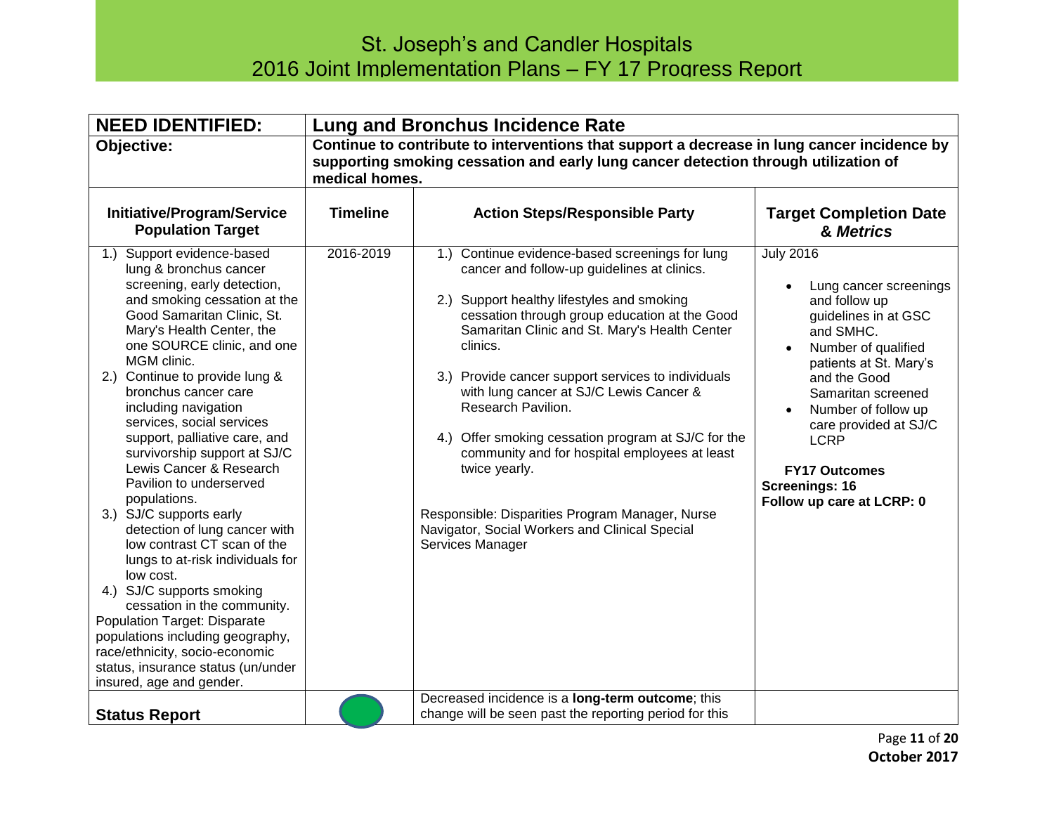# St. Joseph's and Candler Hospitals
## 2016 Joint Implementation Plans – FY 17 Progress Report

| **NEED IDENTIFIED:** | **Lung and Bronchus Incidence Rate** | | |
|---|---|---|---|
| **Objective:** | **Continue to contribute to interventions that support a decrease in lung cancer incidence by supporting smoking cessation and early lung cancer detection through utilization of medical homes.** | | |
| **Initiative/Program/Service Population Target** | **Timeline** | **Action Steps/Responsible Party** | **Target Completion Date & *Metrics*** |
| 1.) Support evidence-based lung & bronchus cancer screening, early detection, and smoking cessation at the Good Samaritan Clinic, St. Mary's Health Center, the one SOURCE clinic, and one MGM clinic.<br>2.) Continue to provide lung & bronchus cancer care including navigation services, social services support, palliative care, and survivorship support at SJ/C Lewis Cancer & Research Pavilion to underserved populations.<br>3.) SJ/C supports early detection of lung cancer with low contrast CT scan of the lungs to at-risk individuals for low cost.<br>4.) SJ/C supports smoking cessation in the community.<br>Population Target: Disparate populations including geography, race/ethnicity, socio-economic status, insurance status (un/under insured, age and gender. | 2016-2019 | 1.) Continue evidence-based screenings for lung cancer and follow-up guidelines at clinics.<br>2.) Support healthy lifestyles and smoking cessation through group education at the Good Samaritan Clinic and St. Mary's Health Center clinics.<br>3.) Provide cancer support services to individuals with lung cancer at SJ/C Lewis Cancer & Research Pavilion.<br>4.) Offer smoking cessation program at SJ/C for the community and for hospital employees at least twice yearly.<br><br>Responsible: Disparities Program Manager, Nurse Navigator, Social Workers and Clinical Special Services Manager | July 2016<br>• Lung cancer screenings and follow up guidelines in at GSC and SMHC.<br>• Number of qualified patients at St. Mary's and the Good Samaritan screened<br>• Number of follow up care provided at SJ/C LCRP<br><br>**FY17 Outcomes**<br>**Screenings: 16**<br>**Follow up care at LCRP: 0** |
| **Status Report** | | Decreased incidence is a **long-term outcome**; this change will be seen past the reporting period for this | |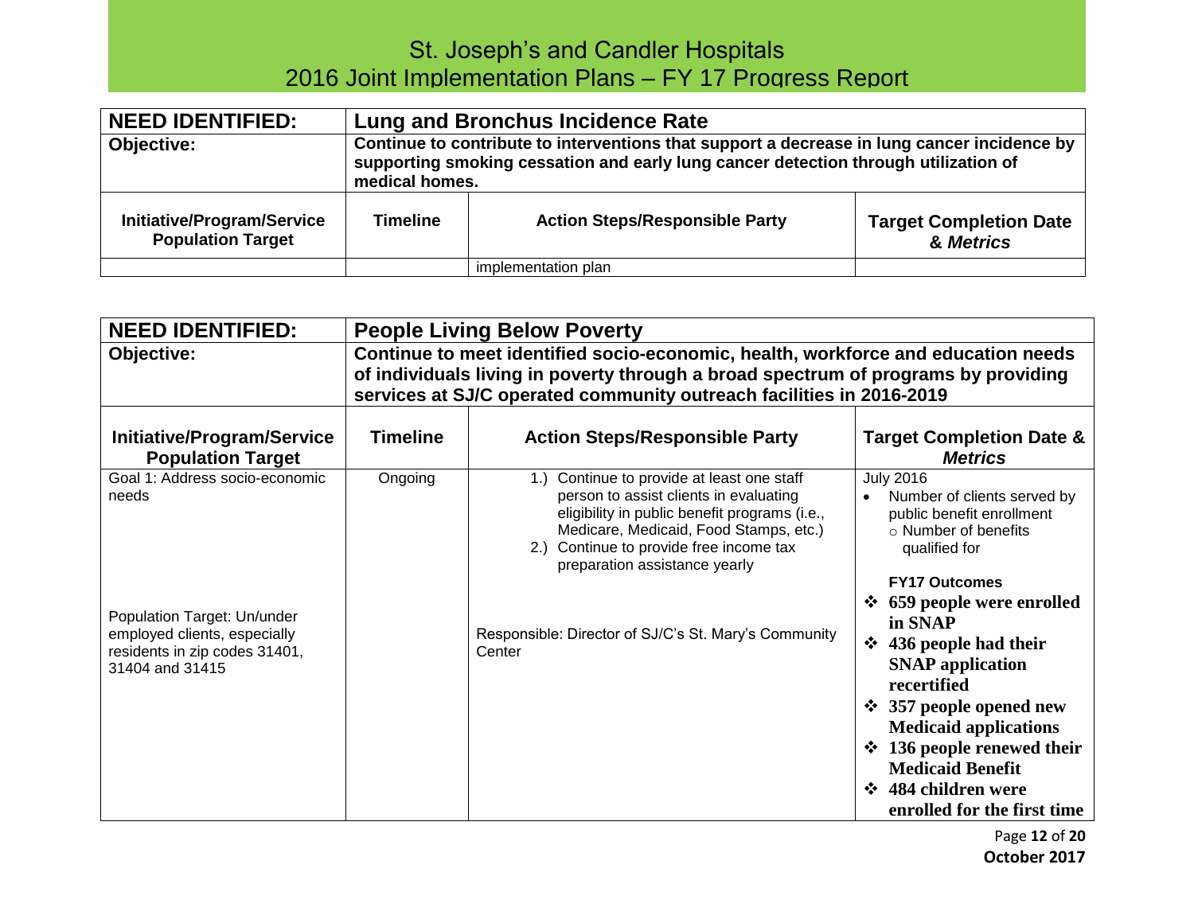| NEED IDENTIFIED: | Lung and Bronchus Incidence Rate | | |
|---|---|---|---|
| **Objective:** | **Continue to contribute to interventions that support a decrease in lung cancer incidence by supporting smoking cessation and early lung cancer detection through utilization of medical homes.** | | |
| **Initiative/Program/Service Population Target** | **Timeline** | **Action Steps/Responsible Party** | **Target Completion Date & *Metrics*** |
| | | implementation plan | |

| NEED IDENTIFIED: | People Living Below Poverty | | |
|---|---|---|---|
| **Objective:** | **Continue to meet identified socio-economic, health, workforce and education needs of individuals living in poverty through a broad spectrum of programs by providing services at SJ/C operated community outreach facilities in 2016-2019** | | |
| **Initiative/Program/Service Population Target** | **Timeline** | **Action Steps/Responsible Party** | **Target Completion Date & *Metrics*** |
| Goal 1: Address socio-economic needs<br><br>Population Target: Un/under employed clients, especially residents in zip codes 31401, 31404 and 31415 | Ongoing | 1.) Continue to provide at least one staff person to assist clients in evaluating eligibility in public benefit programs (i.e., Medicare, Medicaid, Food Stamps, etc.)<br>2.) Continue to provide free income tax preparation assistance yearly<br><br>Responsible: Director of SJ/C's St. Mary's Community Center | July 2016<br>• Number of clients served by public benefit enrollment<br>  ○ Number of benefits qualified for<br><br>**FY17 Outcomes**<br>❖ **659 people were enrolled in SNAP**<br>❖ **436 people had their SNAP application recertified**<br>❖ **357 people opened new Medicaid applications**<br>❖ **136 people renewed their Medicaid Benefit**<br>❖ **484 children were enrolled for the first time** |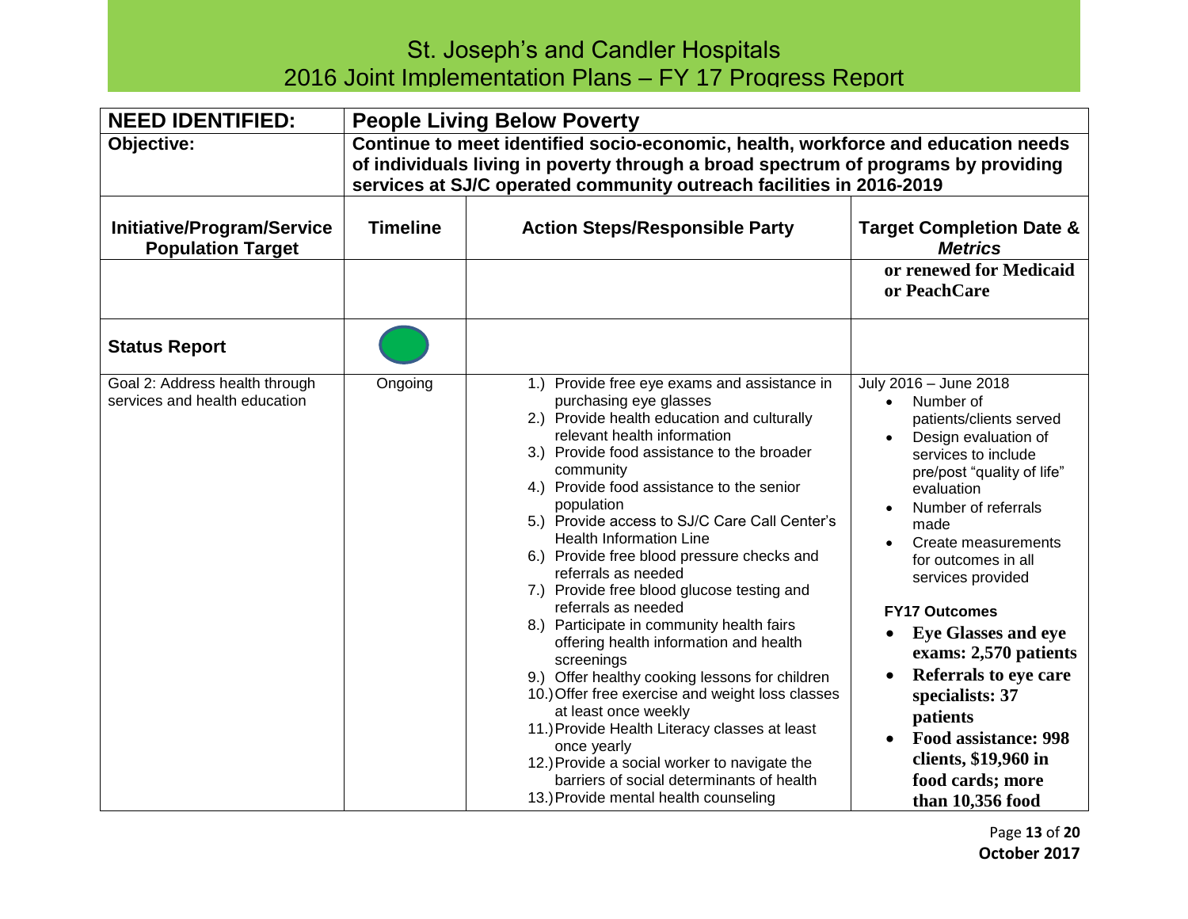| NEED IDENTIFIED: | People Living Below Poverty | | |
|---|---|---|---|
| **Objective:** | **Continue to meet identified socio-economic, health, workforce and education needs of individuals living in poverty through a broad spectrum of programs by providing services at SJ/C operated community outreach facilities in 2016-2019** | | |
| **Initiative/Program/Service Population Target** | **Timeline** | **Action Steps/Responsible Party** | **Target Completion Date & *Metrics*** |
| | | | **or renewed for Medicaid or PeachCare** |
| **Status Report** | | | |
| Goal 2: Address health through services and health education | Ongoing | 1.) Provide free eye exams and assistance in purchasing eye glasses<br>2.) Provide health education and culturally relevant health information<br>3.) Provide food assistance to the broader community<br>4.) Provide food assistance to the senior population<br>5.) Provide access to SJ/C Care Call Center's Health Information Line<br>6.) Provide free blood pressure checks and referrals as needed<br>7.) Provide free blood glucose testing and referrals as needed<br>8.) Participate in community health fairs offering health information and health screenings<br>9.) Offer healthy cooking lessons for children<br>10.) Offer free exercise and weight loss classes at least once weekly<br>11.) Provide Health Literacy classes at least once yearly<br>12.) Provide a social worker to navigate the barriers of social determinants of health<br>13.) Provide mental health counseling | July 2016 – June 2018<br>• Number of patients/clients served<br>• Design evaluation of services to include pre/post "quality of life" evaluation<br>• Number of referrals made<br>• Create measurements for outcomes in all services provided<br><br>**FY17 Outcomes**<br>• **Eye Glasses and eye exams: 2,570 patients**<br>• **Referrals to eye care specialists: 37 patients**<br>• **Food assistance: 998 clients, $19,960 in food cards; more than 10,356 food** |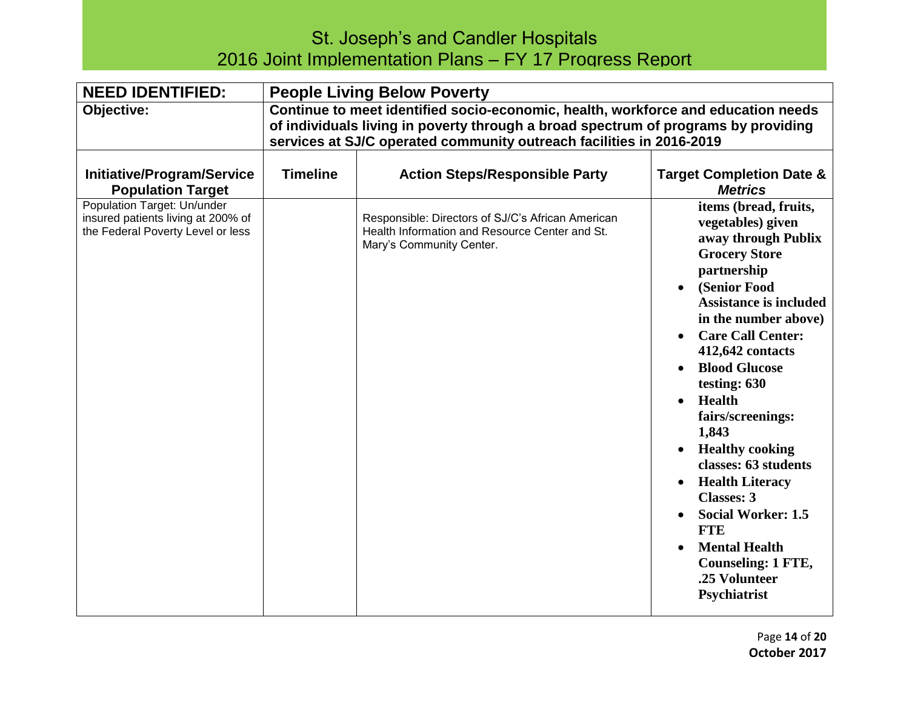| NEED IDENTIFIED: | People Living Below Poverty | | |
|---|---|---|---|
| **Objective:** | **Continue to meet identified socio-economic, health, workforce and education needs of individuals living in poverty through a broad spectrum of programs by providing services at SJ/C operated community outreach facilities in 2016-2019** | | |
| **Initiative/Program/Service Population Target** | **Timeline** | **Action Steps/Responsible Party** | **Target Completion Date & *Metrics*** |
| Population Target: Un/under insured patients living at 200% of the Federal Poverty Level or less | | Responsible: Directors of SJ/C's African American Health Information and Resource Center and St. Mary's Community Center. | **items (bread, fruits, vegetables) given away through Publix Grocery Store partnership**<br>• **(Senior Food Assistance is included in the number above)**<br>• **Care Call Center: 412,642 contacts**<br>• **Blood Glucose testing: 630**<br>• **Health fairs/screenings: 1,843**<br>• **Healthy cooking classes: 63 students**<br>• **Health Literacy Classes: 3**<br>• **Social Worker: 1.5 FTE**<br>• **Mental Health Counseling: 1 FTE, .25 Volunteer Psychiatrist** |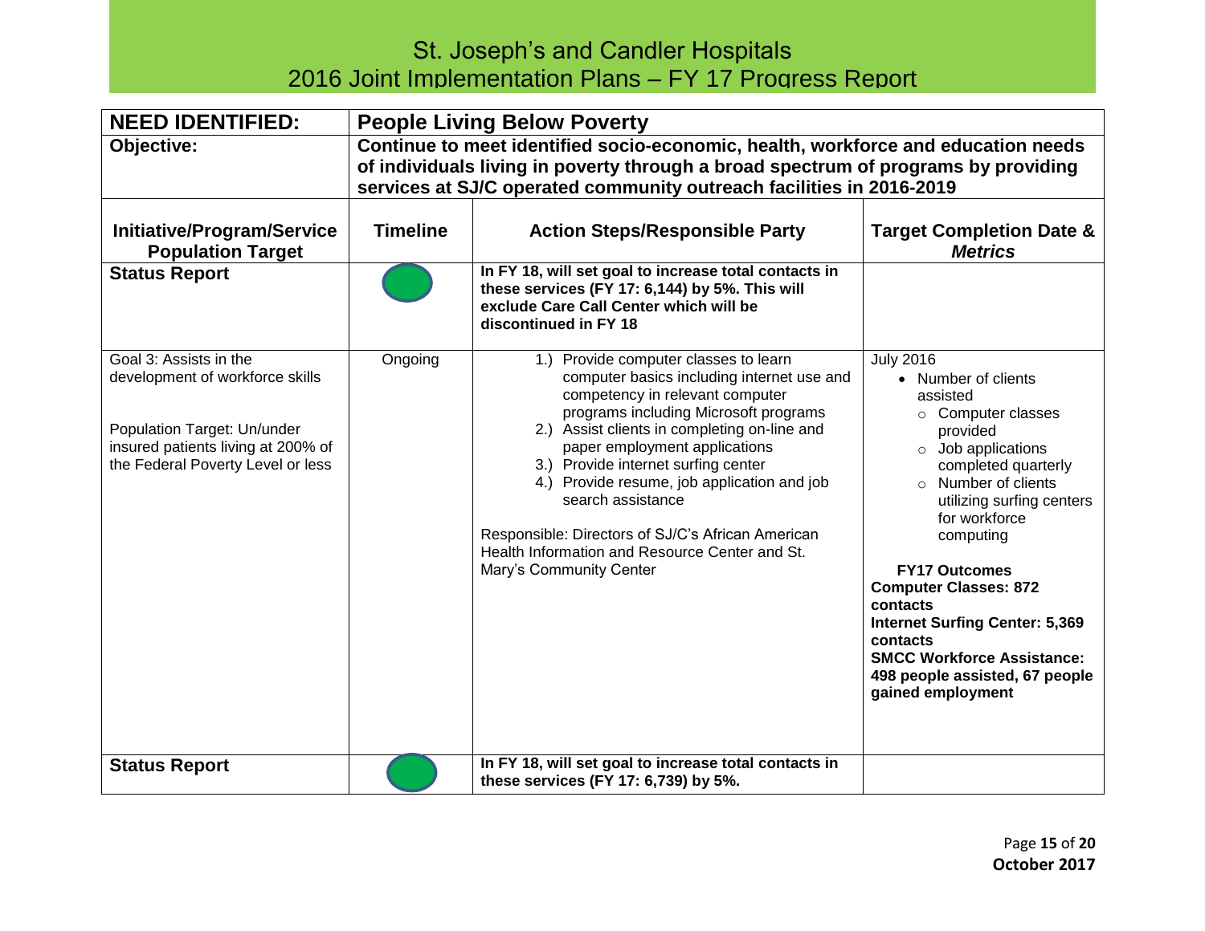# St. Joseph's and Candler Hospitals
## 2016 Joint Implementation Plans – FY 17 Progress Report

| **NEED IDENTIFIED:** | **People Living Below Poverty** | | |
|---|---|---|---|
| **Objective:** | **Continue to meet identified socio-economic, health, workforce and education needs of individuals living in poverty through a broad spectrum of programs by providing services at SJ/C operated community outreach facilities in 2016-2019** | | |
| **Initiative/Program/Service Population Target** | **Timeline** | **Action Steps/Responsible Party** | **Target Completion Date & *Metrics*** |
| **Status Report** | (green) | **In FY 18, will set goal to increase total contacts in these services (FY 17: 6,144) by 5%. This will exclude Care Call Center which will be discontinued in FY 18** | |
| Goal 3: Assists in the development of workforce skills<br><br>Population Target: Un/under insured patients living at 200% of the Federal Poverty Level or less | Ongoing | 1.) Provide computer classes to learn computer basics including internet use and competency in relevant computer programs including Microsoft programs<br>2.) Assist clients in completing on-line and paper employment applications<br>3.) Provide internet surfing center<br>4.) Provide resume, job application and job search assistance<br><br>Responsible: Directors of SJ/C's African American Health Information and Resource Center and St. Mary's Community Center | July 2016<br>• Number of clients assisted<br>○ Computer classes provided<br>○ Job applications completed quarterly<br>○ Number of clients utilizing surfing centers for workforce computing<br><br>**FY17 Outcomes**<br>**Computer Classes: 872 contacts**<br>**Internet Surfing Center: 5,369 contacts**<br>**SMCC Workforce Assistance: 498 people assisted, 67 people gained employment** |
| **Status Report** | (green) | **In FY 18, will set goal to increase total contacts in these services (FY 17: 6,739) by 5%.** | |

**October 2017**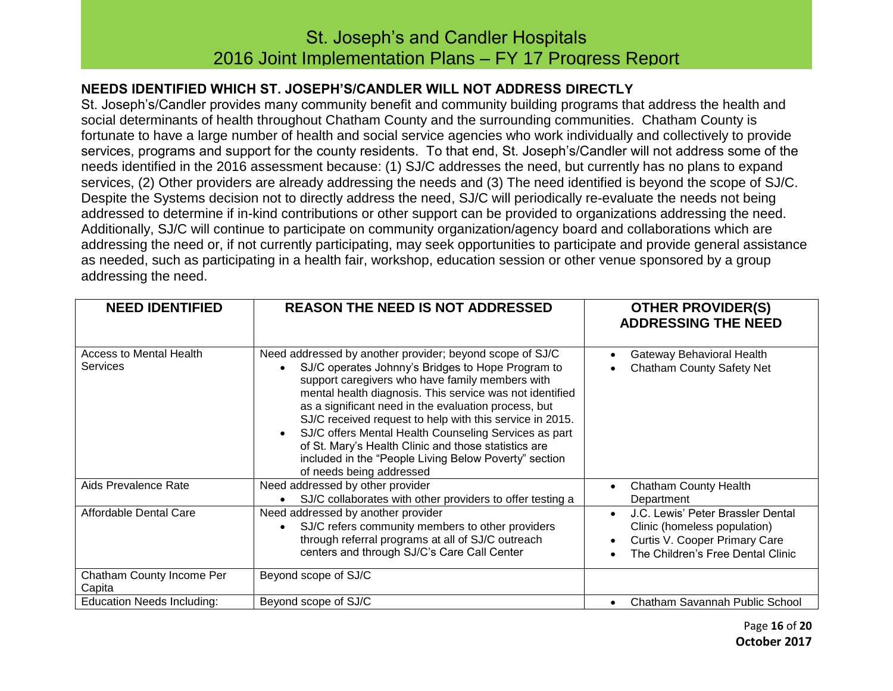## NEEDS IDENTIFIED WHICH ST. JOSEPH'S/CANDLER WILL NOT ADDRESS DIRECTLY

St. Joseph's/Candler provides many community benefit and community building programs that address the health and social determinants of health throughout Chatham County and the surrounding communities. Chatham County is fortunate to have a large number of health and social service agencies who work individually and collectively to provide services, programs and support for the county residents. To that end, St. Joseph's/Candler will not address some of the needs identified in the 2016 assessment because: (1) SJ/C addresses the need, but currently has no plans to expand services, (2) Other providers are already addressing the needs and (3) The need identified is beyond the scope of SJ/C. Despite the Systems decision not to directly address the need, SJ/C will periodically re-evaluate the needs not being addressed to determine if in-kind contributions or other support can be provided to organizations addressing the need. Additionally, SJ/C will continue to participate on community organization/agency board and collaborations which are addressing the need or, if not currently participating, may seek opportunities to participate and provide general assistance as needed, such as participating in a health fair, workshop, education session or other venue sponsored by a group addressing the need.

| NEED IDENTIFIED | REASON THE NEED IS NOT ADDRESSED | OTHER PROVIDER(S) ADDRESSING THE NEED |
|---|---|---|
| Access to Mental Health Services | Need addressed by another provider; beyond scope of SJ/C<br>• SJ/C operates Johnny's Bridges to Hope Program to support caregivers who have family members with mental health diagnosis. This service was not identified as a significant need in the evaluation process, but SJ/C received request to help with this service in 2015.<br>• SJ/C offers Mental Health Counseling Services as part of St. Mary's Health Clinic and those statistics are included in the "People Living Below Poverty" section of needs being addressed | • Gateway Behavioral Health<br>• Chatham County Safety Net |
| Aids Prevalence Rate | Need addressed by other provider<br>• SJ/C collaborates with other providers to offer testing a | • Chatham County Health Department |
| Affordable Dental Care | Need addressed by another provider<br>• SJ/C refers community members to other providers through referral programs at all of SJ/C outreach centers and through SJ/C's Care Call Center | • J.C. Lewis' Peter Brassler Dental Clinic (homeless population)<br>• Curtis V. Cooper Primary Care<br>• The Children's Free Dental Clinic |
| Chatham County Income Per Capita | Beyond scope of SJ/C | |
| Education Needs Including: | Beyond scope of SJ/C | • Chatham Savannah Public School |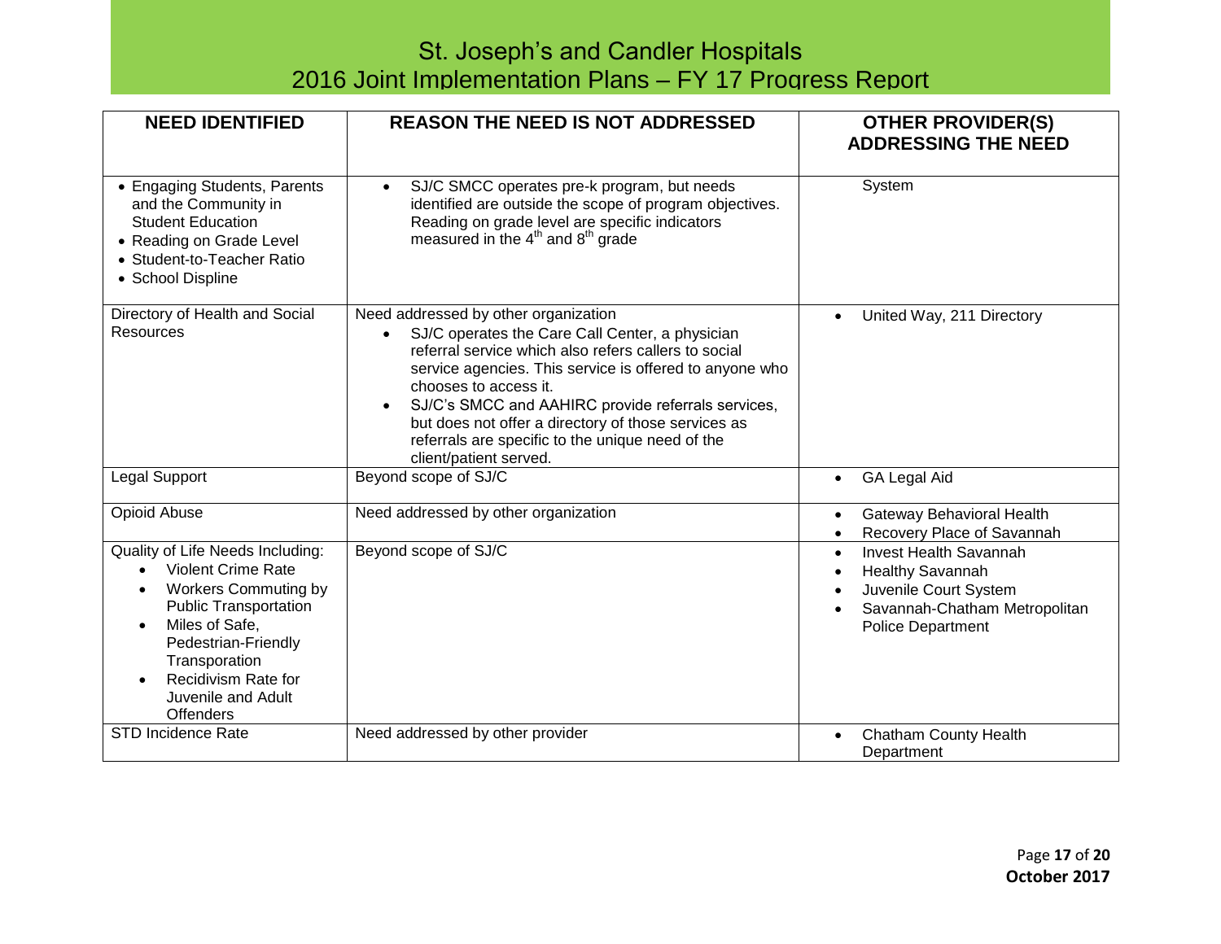# St. Joseph's and Candler Hospitals
## 2016 Joint Implementation Plans – FY 17 Progress Report

| NEED IDENTIFIED | REASON THE NEED IS NOT ADDRESSED | OTHER PROVIDER(S) ADDRESSING THE NEED |
|---|---|---|
| • Engaging Students, Parents and the Community in Student Education<br>• Reading on Grade Level<br>• Student-to-Teacher Ratio<br>• School Displine | • SJ/C SMCC operates pre-k program, but needs identified are outside the scope of program objectives. Reading on grade level are specific indicators measured in the 4th and 8th grade | System |
| Directory of Health and Social Resources | Need addressed by other organization<br>• SJ/C operates the Care Call Center, a physician referral service which also refers callers to social service agencies. This service is offered to anyone who chooses to access it.<br>• SJ/C's SMCC and AAHIRC provide referrals services, but does not offer a directory of those services as referrals are specific to the unique need of the client/patient served. | • United Way, 211 Directory |
| Legal Support | Beyond scope of SJ/C | • GA Legal Aid |
| Opioid Abuse | Need addressed by other organization | • Gateway Behavioral Health<br>• Recovery Place of Savannah |
| Quality of Life Needs Including:<br>• Violent Crime Rate<br>• Workers Commuting by Public Transportation<br>• Miles of Safe, Pedestrian-Friendly Transporation<br>• Recidivism Rate for Juvenile and Adult Offenders | Beyond scope of SJ/C | • Invest Health Savannah<br>• Healthy Savannah<br>• Juvenile Court System<br>• Savannah-Chatham Metropolitan Police Department |
| STD Incidence Rate | Need addressed by other provider | • Chatham County Health Department |

**October 2017**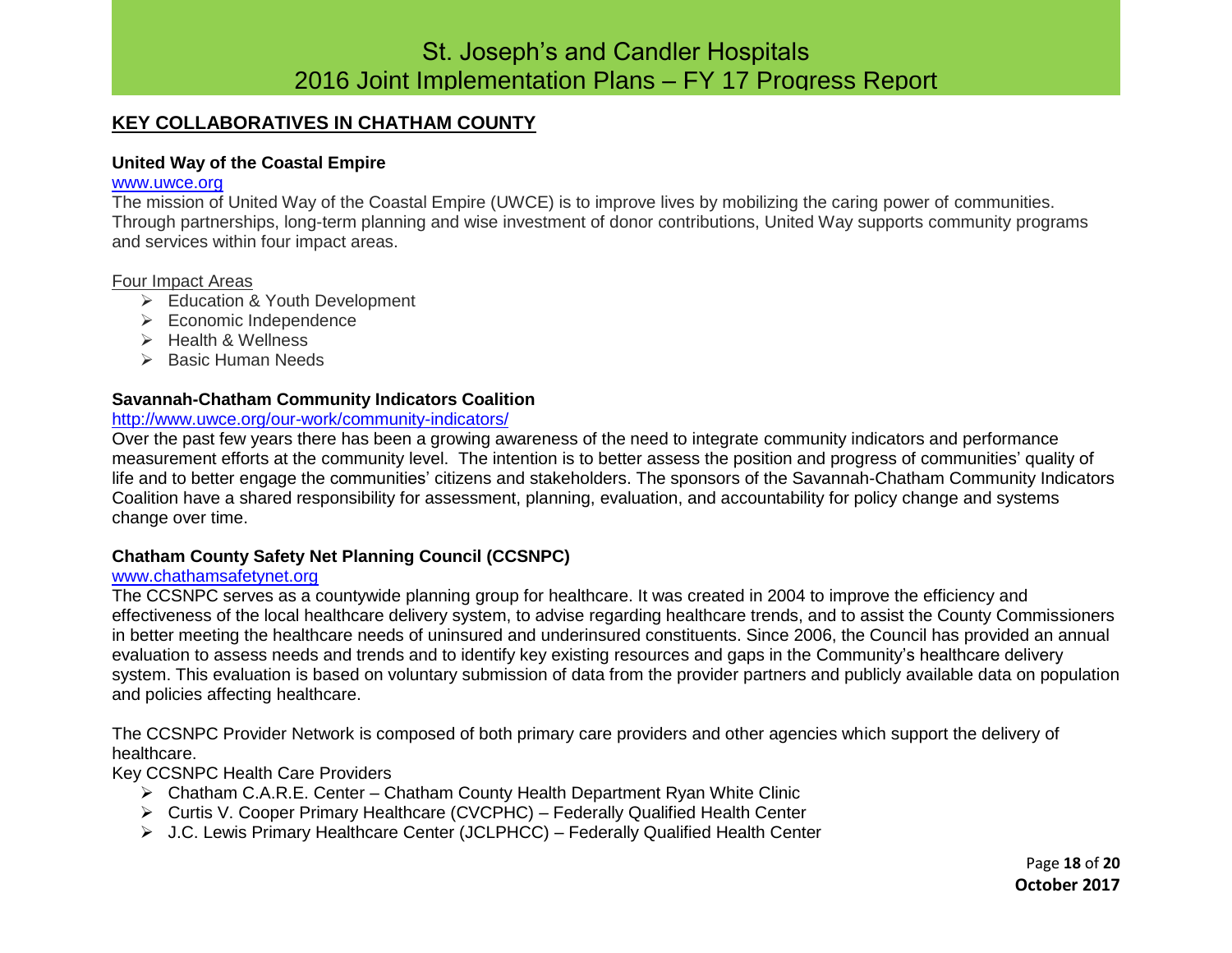## KEY COLLABORATIVES IN CHATHAM COUNTY

### United Way of the Coastal Empire

www.uwce.org

The mission of United Way of the Coastal Empire (UWCE) is to improve lives by mobilizing the caring power of communities. Through partnerships, long-term planning and wise investment of donor contributions, United Way supports community programs and services within four impact areas.

Four Impact Areas

- Education & Youth Development
- Economic Independence
- Health & Wellness
- Basic Human Needs

### Savannah-Chatham Community Indicators Coalition

http://www.uwce.org/our-work/community-indicators/

Over the past few years there has been a growing awareness of the need to integrate community indicators and performance measurement efforts at the community level. The intention is to better assess the position and progress of communities' quality of life and to better engage the communities' citizens and stakeholders. The sponsors of the Savannah-Chatham Community Indicators Coalition have a shared responsibility for assessment, planning, evaluation, and accountability for policy change and systems change over time.

### Chatham County Safety Net Planning Council (CCSNPC)

www.chathamsafetynet.org

The CCSNPC serves as a countywide planning group for healthcare. It was created in 2004 to improve the efficiency and effectiveness of the local healthcare delivery system, to advise regarding healthcare trends, and to assist the County Commissioners in better meeting the healthcare needs of uninsured and underinsured constituents. Since 2006, the Council has provided an annual evaluation to assess needs and trends and to identify key existing resources and gaps in the Community's healthcare delivery system. This evaluation is based on voluntary submission of data from the provider partners and publicly available data on population and policies affecting healthcare.

The CCSNPC Provider Network is composed of both primary care providers and other agencies which support the delivery of healthcare.

Key CCSNPC Health Care Providers

- Chatham C.A.R.E. Center – Chatham County Health Department Ryan White Clinic
- Curtis V. Cooper Primary Healthcare (CVCPHC) – Federally Qualified Health Center
- J.C. Lewis Primary Healthcare Center (JCLPHCC) – Federally Qualified Health Center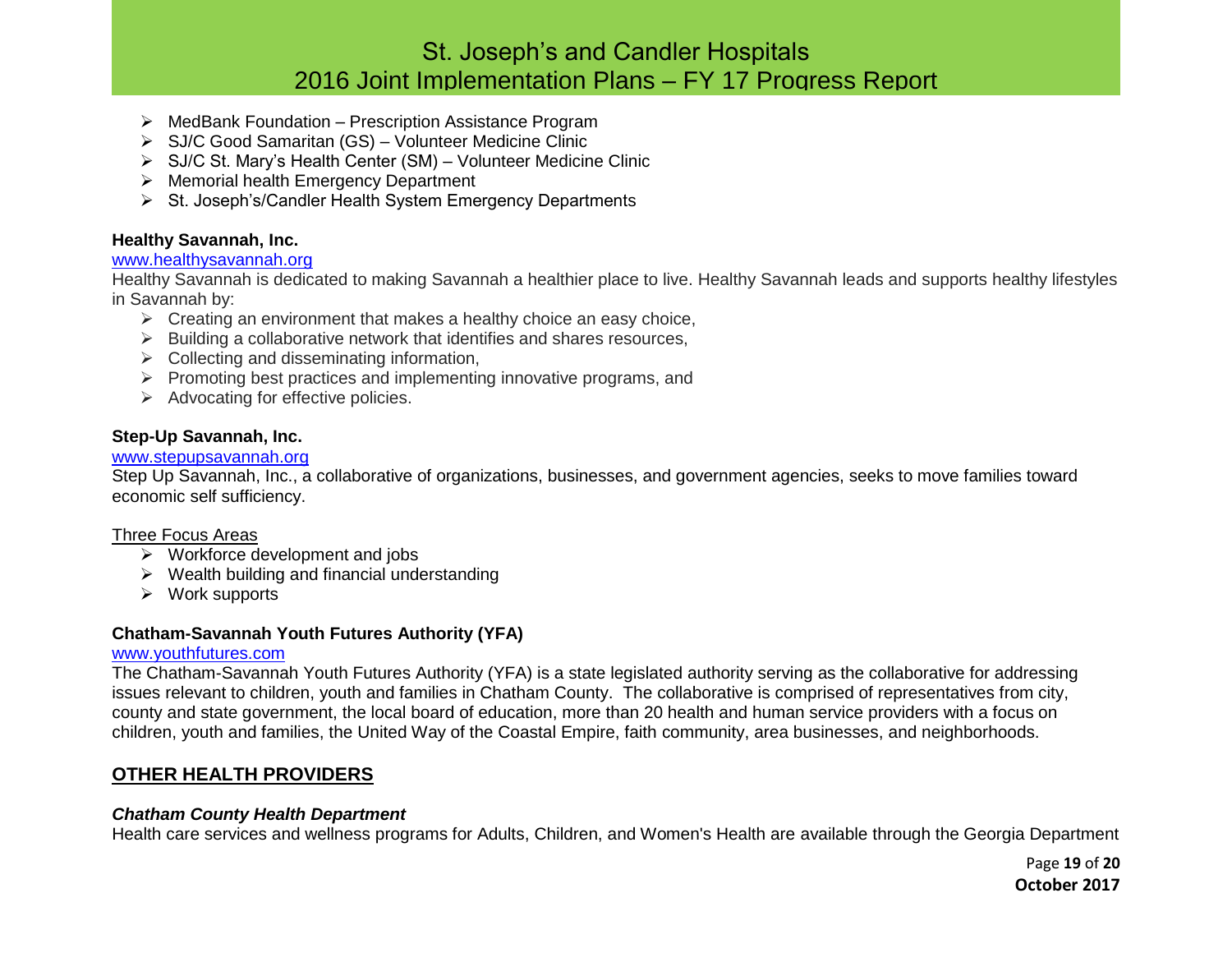- MedBank Foundation – Prescription Assistance Program
- SJ/C Good Samaritan (GS) – Volunteer Medicine Clinic
- SJ/C St. Mary's Health Center (SM) – Volunteer Medicine Clinic
- Memorial health Emergency Department
- St. Joseph's/Candler Health System Emergency Departments

**Healthy Savannah, Inc.**

www.healthysavannah.org

Healthy Savannah is dedicated to making Savannah a healthier place to live. Healthy Savannah leads and supports healthy lifestyles in Savannah by:

- Creating an environment that makes a healthy choice an easy choice,
- Building a collaborative network that identifies and shares resources,
- Collecting and disseminating information,
- Promoting best practices and implementing innovative programs, and
- Advocating for effective policies.

**Step-Up Savannah, Inc.**

www.stepupsavannah.org

Step Up Savannah, Inc., a collaborative of organizations, businesses, and government agencies, seeks to move families toward economic self sufficiency.

Three Focus Areas

- Workforce development and jobs
- Wealth building and financial understanding
- Work supports

**Chatham-Savannah Youth Futures Authority (YFA)**

www.youthfutures.com

The Chatham-Savannah Youth Futures Authority (YFA) is a state legislated authority serving as the collaborative for addressing issues relevant to children, youth and families in Chatham County. The collaborative is comprised of representatives from city, county and state government, the local board of education, more than 20 health and human service providers with a focus on children, youth and families, the United Way of the Coastal Empire, faith community, area businesses, and neighborhoods.

## OTHER HEALTH PROVIDERS

***Chatham County Health Department***

Health care services and wellness programs for Adults, Children, and Women's Health are available through the Georgia Department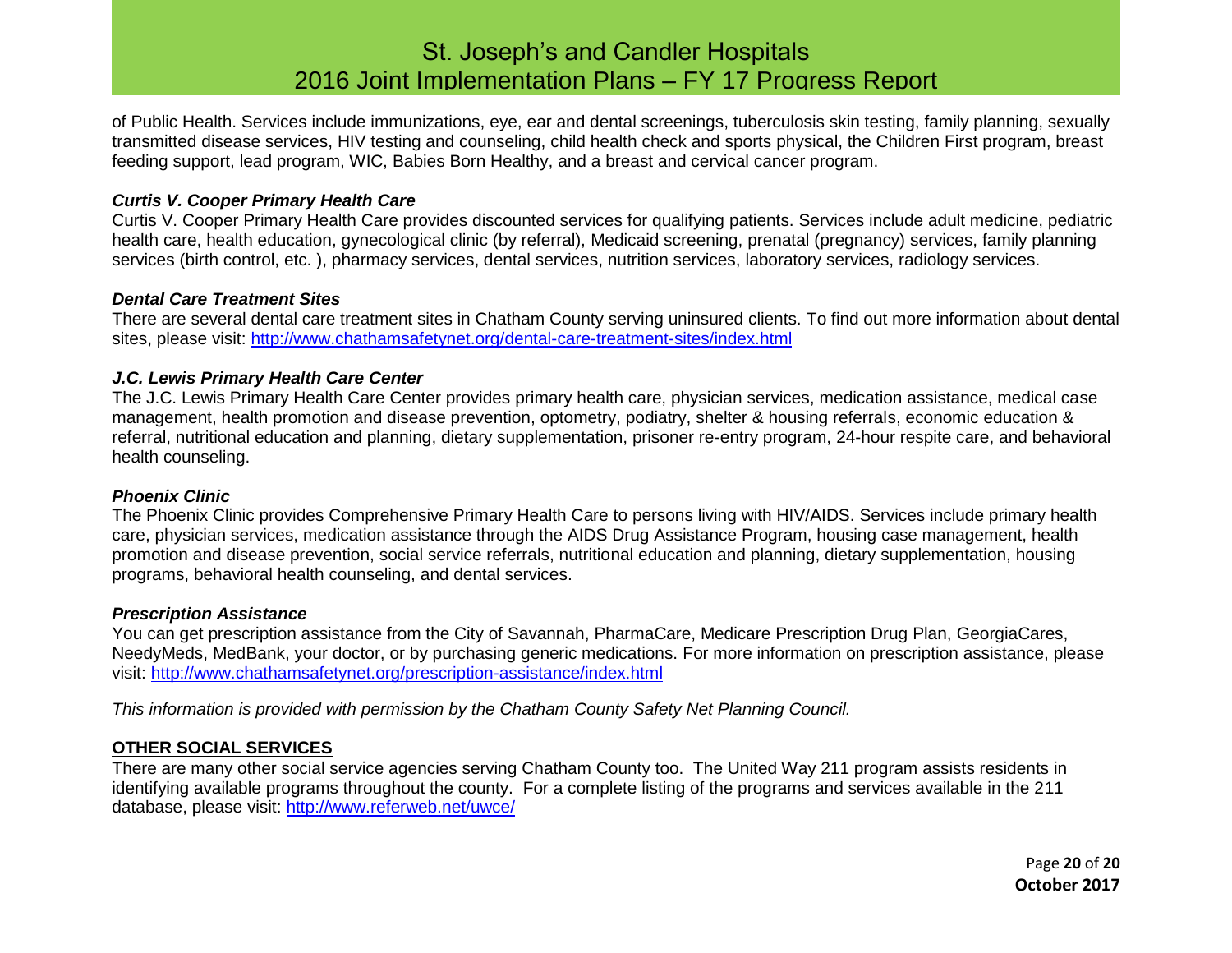of Public Health. Services include immunizations, eye, ear and dental screenings, tuberculosis skin testing, family planning, sexually transmitted disease services, HIV testing and counseling, child health check and sports physical, the Children First program, breast feeding support, lead program, WIC, Babies Born Healthy, and a breast and cervical cancer program.

***Curtis V. Cooper Primary Health Care***

Curtis V. Cooper Primary Health Care provides discounted services for qualifying patients. Services include adult medicine, pediatric health care, health education, gynecological clinic (by referral), Medicaid screening, prenatal (pregnancy) services, family planning services (birth control, etc. ), pharmacy services, dental services, nutrition services, laboratory services, radiology services.

***Dental Care Treatment Sites***

There are several dental care treatment sites in Chatham County serving uninsured clients. To find out more information about dental sites, please visit: http://www.chathamsafetynet.org/dental-care-treatment-sites/index.html

***J.C. Lewis Primary Health Care Center***

The J.C. Lewis Primary Health Care Center provides primary health care, physician services, medication assistance, medical case management, health promotion and disease prevention, optometry, podiatry, shelter & housing referrals, economic education & referral, nutritional education and planning, dietary supplementation, prisoner re-entry program, 24-hour respite care, and behavioral health counseling.

***Phoenix Clinic***

The Phoenix Clinic provides Comprehensive Primary Health Care to persons living with HIV/AIDS. Services include primary health care, physician services, medication assistance through the AIDS Drug Assistance Program, housing case management, health promotion and disease prevention, social service referrals, nutritional education and planning, dietary supplementation, housing programs, behavioral health counseling, and dental services.

***Prescription Assistance***

You can get prescription assistance from the City of Savannah, PharmaCare, Medicare Prescription Drug Plan, GeorgiaCares, NeedyMeds, MedBank, your doctor, or by purchasing generic medications. For more information on prescription assistance, please visit: http://www.chathamsafetynet.org/prescription-assistance/index.html

*This information is provided with permission by the Chatham County Safety Net Planning Council.*

**OTHER SOCIAL SERVICES**

There are many other social service agencies serving Chatham County too. The United Way 211 program assists residents in identifying available programs throughout the county. For a complete listing of the programs and services available in the 211 database, please visit: http://www.referweb.net/uwce/

**October 2017**